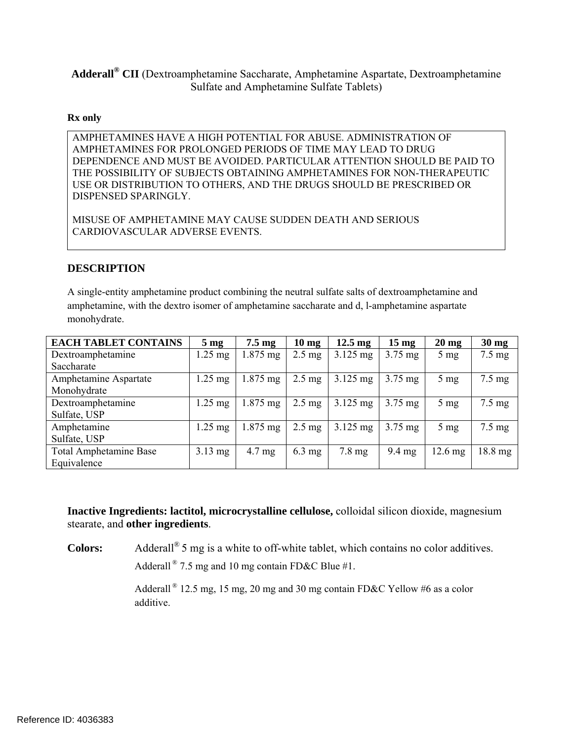**Adderall® CII** (Dextroamphetamine Saccharate, Amphetamine Aspartate, Dextroamphetamine Sulfate and Amphetamine Sulfate Tablets)

**Rx only**

AMPHETAMINES HAVE A HIGH POTENTIAL FOR ABUSE. ADMINISTRATION OF AMPHETAMINES FOR PROLONGED PERIODS OF TIME MAY LEAD TO DRUG DEPENDENCE AND MUST BE AVOIDED. PARTICULAR ATTENTION SHOULD BE PAID TO THE POSSIBILITY OF SUBJECTS OBTAINING AMPHETAMINES FOR NON-THERAPEUTIC USE OR DISTRIBUTION TO OTHERS, AND THE DRUGS SHOULD BE PRESCRIBED OR DISPENSED SPARINGLY.

MISUSE OF AMPHETAMINE MAY CAUSE SUDDEN DEATH AND SERIOUS CARDIOVASCULAR ADVERSE EVENTS.

## DESCRIPTION

A single-entity amphetamine product combining the neutral sulfate salts of dextroamphetamine and amphetamine, with the dextro isomer of amphetamine saccharate and d, l-amphetamine aspartate monohydrate.

| EACH TABLET CONTAINS | 5 mg | 7.5 mg | 10 mg | 12.5 mg | 15 mg | 20 mg | 30 mg |
|---|---|---|---|---|---|---|---|
| Dextroamphetamine Saccharate | 1.25 mg | 1.875 mg | 2.5 mg | 3.125 mg | 3.75 mg | 5 mg | 7.5 mg |
| Amphetamine Aspartate Monohydrate | 1.25 mg | 1.875 mg | 2.5 mg | 3.125 mg | 3.75 mg | 5 mg | 7.5 mg |
| Dextroamphetamine Sulfate, USP | 1.25 mg | 1.875 mg | 2.5 mg | 3.125 mg | 3.75 mg | 5 mg | 7.5 mg |
| Amphetamine Sulfate, USP | 1.25 mg | 1.875 mg | 2.5 mg | 3.125 mg | 3.75 mg | 5 mg | 7.5 mg |
| Total Amphetamine Base Equivalence | 3.13 mg | 4.7 mg | 6.3 mg | 7.8 mg | 9.4 mg | 12.6 mg | 18.8 mg |

**Inactive Ingredients: lactitol, microcrystalline cellulose,** colloidal silicon dioxide, magnesium stearate, and **other ingredients**.

**Colors:** Adderall® 5 mg is a white to off-white tablet, which contains no color additives.

Adderall® 7.5 mg and 10 mg contain FD&C Blue #1.

Adderall® 12.5 mg, 15 mg, 20 mg and 30 mg contain FD&C Yellow #6 as a color additive.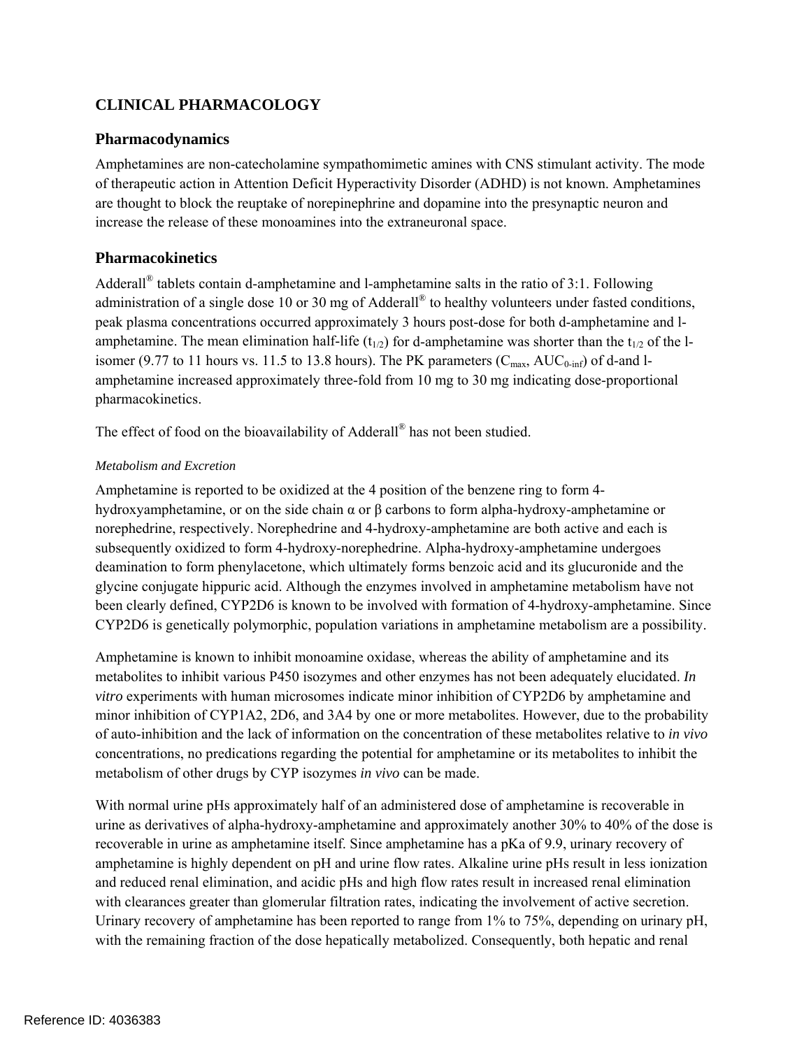## CLINICAL PHARMACOLOGY

### Pharmacodynamics

Amphetamines are non-catecholamine sympathomimetic amines with CNS stimulant activity. The mode of therapeutic action in Attention Deficit Hyperactivity Disorder (ADHD) is not known. Amphetamines are thought to block the reuptake of norepinephrine and dopamine into the presynaptic neuron and increase the release of these monoamines into the extraneuronal space.

### Pharmacokinetics

Adderall® tablets contain d-amphetamine and l-amphetamine salts in the ratio of 3:1. Following administration of a single dose 10 or 30 mg of Adderall® to healthy volunteers under fasted conditions, peak plasma concentrations occurred approximately 3 hours post-dose for both d-amphetamine and l-amphetamine. The mean elimination half-life ($t_{1/2}$) for d-amphetamine was shorter than the $t_{1/2}$ of the l-isomer (9.77 to 11 hours vs. 11.5 to 13.8 hours). The PK parameters ($C_{max}$, $AUC_{0\text{-}inf}$) of d-and l-amphetamine increased approximately three-fold from 10 mg to 30 mg indicating dose-proportional pharmacokinetics.

The effect of food on the bioavailability of Adderall® has not been studied.

*Metabolism and Excretion*

Amphetamine is reported to be oxidized at the 4 position of the benzene ring to form 4-hydroxyamphetamine, or on the side chain α or β carbons to form alpha-hydroxy-amphetamine or norephedrine, respectively. Norephedrine and 4-hydroxy-amphetamine are both active and each is subsequently oxidized to form 4-hydroxy-norephedrine. Alpha-hydroxy-amphetamine undergoes deamination to form phenylacetone, which ultimately forms benzoic acid and its glucuronide and the glycine conjugate hippuric acid. Although the enzymes involved in amphetamine metabolism have not been clearly defined, CYP2D6 is known to be involved with formation of 4-hydroxy-amphetamine. Since CYP2D6 is genetically polymorphic, population variations in amphetamine metabolism are a possibility.

Amphetamine is known to inhibit monoamine oxidase, whereas the ability of amphetamine and its metabolites to inhibit various P450 isozymes and other enzymes has not been adequately elucidated. *In vitro* experiments with human microsomes indicate minor inhibition of CYP2D6 by amphetamine and minor inhibition of CYP1A2, 2D6, and 3A4 by one or more metabolites. However, due to the probability of auto-inhibition and the lack of information on the concentration of these metabolites relative to *in vivo* concentrations, no predications regarding the potential for amphetamine or its metabolites to inhibit the metabolism of other drugs by CYP isozymes *in vivo* can be made.

With normal urine pHs approximately half of an administered dose of amphetamine is recoverable in urine as derivatives of alpha-hydroxy-amphetamine and approximately another 30% to 40% of the dose is recoverable in urine as amphetamine itself. Since amphetamine has a pKa of 9.9, urinary recovery of amphetamine is highly dependent on pH and urine flow rates. Alkaline urine pHs result in less ionization and reduced renal elimination, and acidic pHs and high flow rates result in increased renal elimination with clearances greater than glomerular filtration rates, indicating the involvement of active secretion. Urinary recovery of amphetamine has been reported to range from 1% to 75%, depending on urinary pH, with the remaining fraction of the dose hepatically metabolized. Consequently, both hepatic and renal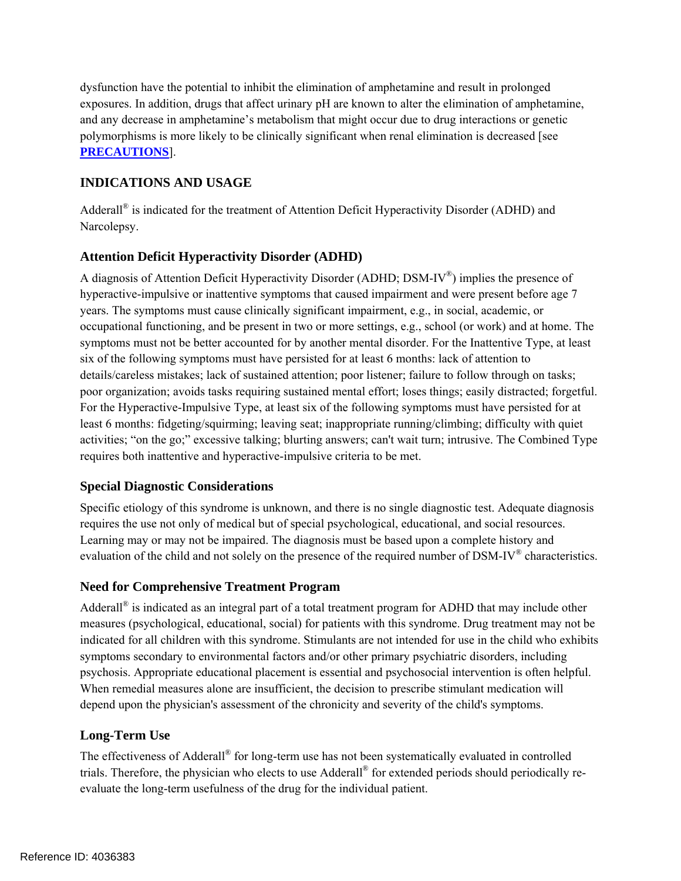dysfunction have the potential to inhibit the elimination of amphetamine and result in prolonged exposures. In addition, drugs that affect urinary pH are known to alter the elimination of amphetamine, and any decrease in amphetamine's metabolism that might occur due to drug interactions or genetic polymorphisms is more likely to be clinically significant when renal elimination is decreased [see **PRECAUTIONS**].

## INDICATIONS AND USAGE

Adderall® is indicated for the treatment of Attention Deficit Hyperactivity Disorder (ADHD) and Narcolepsy.

### Attention Deficit Hyperactivity Disorder (ADHD)

A diagnosis of Attention Deficit Hyperactivity Disorder (ADHD; DSM-IV®) implies the presence of hyperactive-impulsive or inattentive symptoms that caused impairment and were present before age 7 years. The symptoms must cause clinically significant impairment, e.g., in social, academic, or occupational functioning, and be present in two or more settings, e.g., school (or work) and at home. The symptoms must not be better accounted for by another mental disorder. For the Inattentive Type, at least six of the following symptoms must have persisted for at least 6 months: lack of attention to details/careless mistakes; lack of sustained attention; poor listener; failure to follow through on tasks; poor organization; avoids tasks requiring sustained mental effort; loses things; easily distracted; forgetful. For the Hyperactive-Impulsive Type, at least six of the following symptoms must have persisted for at least 6 months: fidgeting/squirming; leaving seat; inappropriate running/climbing; difficulty with quiet activities; "on the go;" excessive talking; blurting answers; can't wait turn; intrusive. The Combined Type requires both inattentive and hyperactive-impulsive criteria to be met.

### Special Diagnostic Considerations

Specific etiology of this syndrome is unknown, and there is no single diagnostic test. Adequate diagnosis requires the use not only of medical but of special psychological, educational, and social resources. Learning may or may not be impaired. The diagnosis must be based upon a complete history and evaluation of the child and not solely on the presence of the required number of DSM-IV® characteristics.

### Need for Comprehensive Treatment Program

Adderall® is indicated as an integral part of a total treatment program for ADHD that may include other measures (psychological, educational, social) for patients with this syndrome. Drug treatment may not be indicated for all children with this syndrome. Stimulants are not intended for use in the child who exhibits symptoms secondary to environmental factors and/or other primary psychiatric disorders, including psychosis. Appropriate educational placement is essential and psychosocial intervention is often helpful. When remedial measures alone are insufficient, the decision to prescribe stimulant medication will depend upon the physician's assessment of the chronicity and severity of the child's symptoms.

### Long-Term Use

The effectiveness of Adderall® for long-term use has not been systematically evaluated in controlled trials. Therefore, the physician who elects to use Adderall® for extended periods should periodically re-evaluate the long-term usefulness of the drug for the individual patient.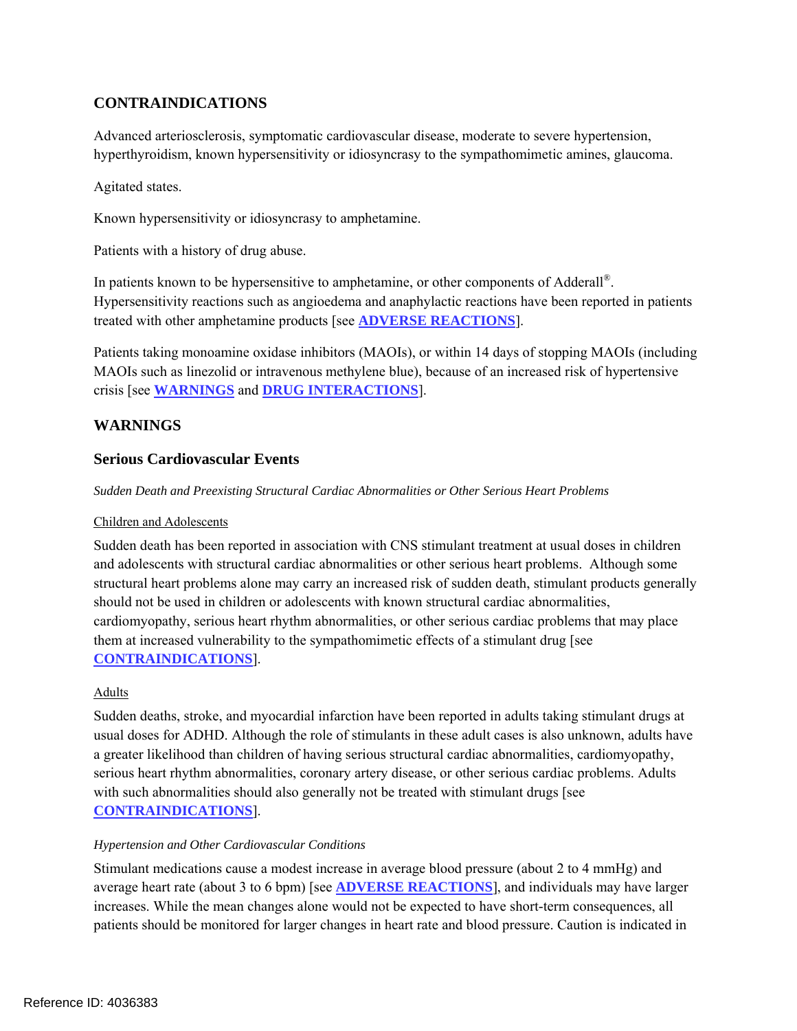## CONTRAINDICATIONS

Advanced arteriosclerosis, symptomatic cardiovascular disease, moderate to severe hypertension, hyperthyroidism, known hypersensitivity or idiosyncrasy to the sympathomimetic amines, glaucoma.

Agitated states.

Known hypersensitivity or idiosyncrasy to amphetamine.

Patients with a history of drug abuse.

In patients known to be hypersensitive to amphetamine, or other components of Adderall®. Hypersensitivity reactions such as angioedema and anaphylactic reactions have been reported in patients treated with other amphetamine products [see **ADVERSE REACTIONS**].

Patients taking monoamine oxidase inhibitors (MAOIs), or within 14 days of stopping MAOIs (including MAOIs such as linezolid or intravenous methylene blue), because of an increased risk of hypertensive crisis [see **WARNINGS** and **DRUG INTERACTIONS**].

## WARNINGS

### Serious Cardiovascular Events

*Sudden Death and Preexisting Structural Cardiac Abnormalities or Other Serious Heart Problems*

Children and Adolescents

Sudden death has been reported in association with CNS stimulant treatment at usual doses in children and adolescents with structural cardiac abnormalities or other serious heart problems. Although some structural heart problems alone may carry an increased risk of sudden death, stimulant products generally should not be used in children or adolescents with known structural cardiac abnormalities, cardiomyopathy, serious heart rhythm abnormalities, or other serious cardiac problems that may place them at increased vulnerability to the sympathomimetic effects of a stimulant drug [see **CONTRAINDICATIONS**].

Adults

Sudden deaths, stroke, and myocardial infarction have been reported in adults taking stimulant drugs at usual doses for ADHD. Although the role of stimulants in these adult cases is also unknown, adults have a greater likelihood than children of having serious structural cardiac abnormalities, cardiomyopathy, serious heart rhythm abnormalities, coronary artery disease, or other serious cardiac problems. Adults with such abnormalities should also generally not be treated with stimulant drugs [see **CONTRAINDICATIONS**].

*Hypertension and Other Cardiovascular Conditions*

Stimulant medications cause a modest increase in average blood pressure (about 2 to 4 mmHg) and average heart rate (about 3 to 6 bpm) [see **ADVERSE REACTIONS**], and individuals may have larger increases. While the mean changes alone would not be expected to have short-term consequences, all patients should be monitored for larger changes in heart rate and blood pressure. Caution is indicated in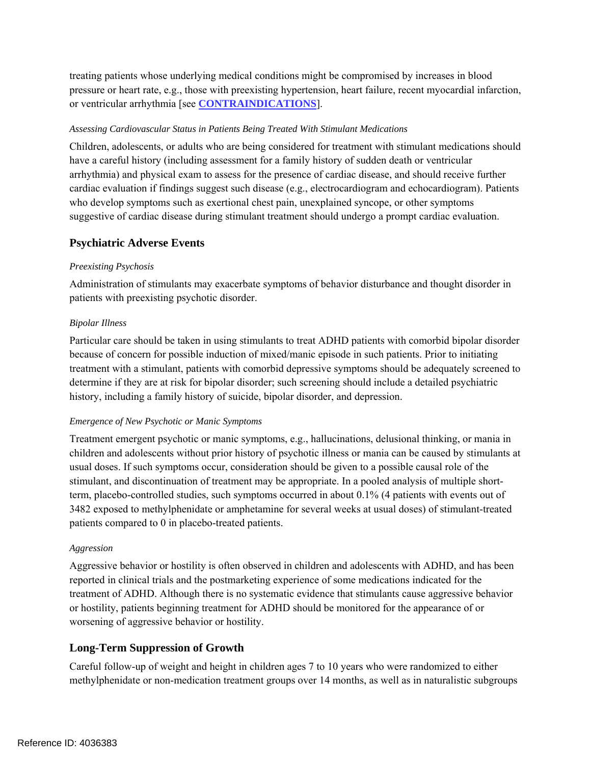treating patients whose underlying medical conditions might be compromised by increases in blood pressure or heart rate, e.g., those with preexisting hypertension, heart failure, recent myocardial infarction, or ventricular arrhythmia [see **CONTRAINDICATIONS**].

*Assessing Cardiovascular Status in Patients Being Treated With Stimulant Medications*

Children, adolescents, or adults who are being considered for treatment with stimulant medications should have a careful history (including assessment for a family history of sudden death or ventricular arrhythmia) and physical exam to assess for the presence of cardiac disease, and should receive further cardiac evaluation if findings suggest such disease (e.g., electrocardiogram and echocardiogram). Patients who develop symptoms such as exertional chest pain, unexplained syncope, or other symptoms suggestive of cardiac disease during stimulant treatment should undergo a prompt cardiac evaluation.

### Psychiatric Adverse Events

*Preexisting Psychosis*

Administration of stimulants may exacerbate symptoms of behavior disturbance and thought disorder in patients with preexisting psychotic disorder.

*Bipolar Illness*

Particular care should be taken in using stimulants to treat ADHD patients with comorbid bipolar disorder because of concern for possible induction of mixed/manic episode in such patients. Prior to initiating treatment with a stimulant, patients with comorbid depressive symptoms should be adequately screened to determine if they are at risk for bipolar disorder; such screening should include a detailed psychiatric history, including a family history of suicide, bipolar disorder, and depression.

*Emergence of New Psychotic or Manic Symptoms*

Treatment emergent psychotic or manic symptoms, e.g., hallucinations, delusional thinking, or mania in children and adolescents without prior history of psychotic illness or mania can be caused by stimulants at usual doses. If such symptoms occur, consideration should be given to a possible causal role of the stimulant, and discontinuation of treatment may be appropriate. In a pooled analysis of multiple short-term, placebo-controlled studies, such symptoms occurred in about 0.1% (4 patients with events out of 3482 exposed to methylphenidate or amphetamine for several weeks at usual doses) of stimulant-treated patients compared to 0 in placebo-treated patients.

*Aggression*

Aggressive behavior or hostility is often observed in children and adolescents with ADHD, and has been reported in clinical trials and the postmarketing experience of some medications indicated for the treatment of ADHD. Although there is no systematic evidence that stimulants cause aggressive behavior or hostility, patients beginning treatment for ADHD should be monitored for the appearance of or worsening of aggressive behavior or hostility.

### Long-Term Suppression of Growth

Careful follow-up of weight and height in children ages 7 to 10 years who were randomized to either methylphenidate or non-medication treatment groups over 14 months, as well as in naturalistic subgroups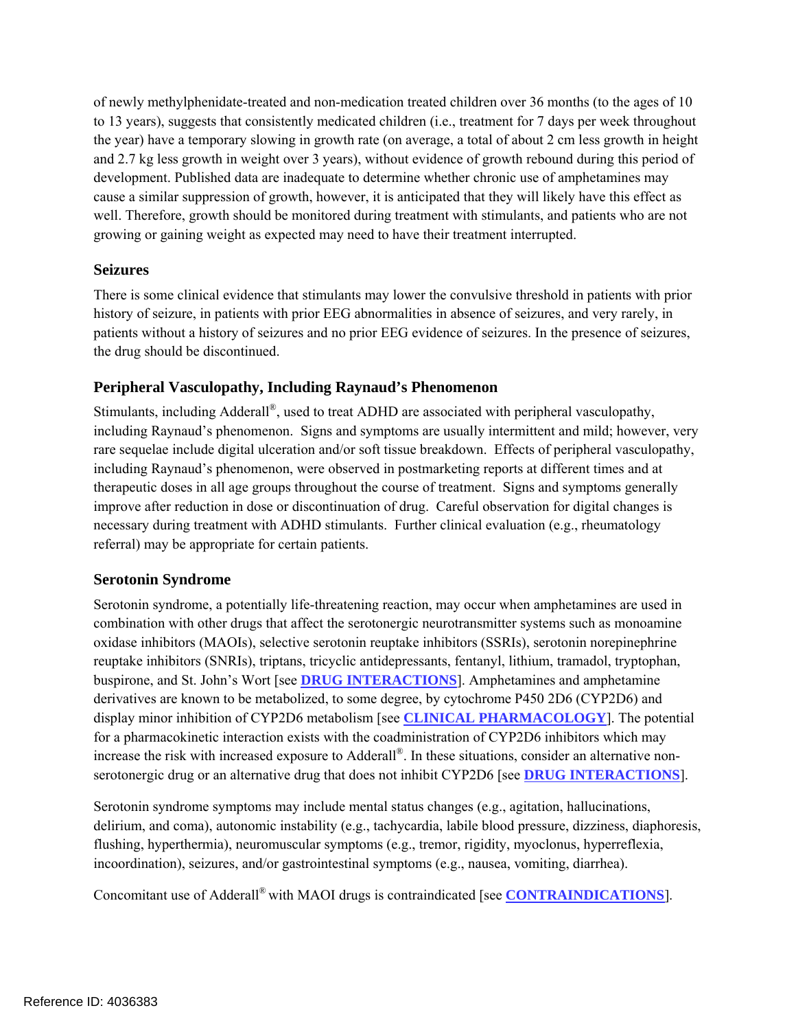of newly methylphenidate-treated and non-medication treated children over 36 months (to the ages of 10 to 13 years), suggests that consistently medicated children (i.e., treatment for 7 days per week throughout the year) have a temporary slowing in growth rate (on average, a total of about 2 cm less growth in height and 2.7 kg less growth in weight over 3 years), without evidence of growth rebound during this period of development. Published data are inadequate to determine whether chronic use of amphetamines may cause a similar suppression of growth, however, it is anticipated that they will likely have this effect as well. Therefore, growth should be monitored during treatment with stimulants, and patients who are not growing or gaining weight as expected may need to have their treatment interrupted.

### Seizures

There is some clinical evidence that stimulants may lower the convulsive threshold in patients with prior history of seizure, in patients with prior EEG abnormalities in absence of seizures, and very rarely, in patients without a history of seizures and no prior EEG evidence of seizures. In the presence of seizures, the drug should be discontinued.

### Peripheral Vasculopathy, Including Raynaud's Phenomenon

Stimulants, including Adderall®, used to treat ADHD are associated with peripheral vasculopathy, including Raynaud's phenomenon. Signs and symptoms are usually intermittent and mild; however, very rare sequelae include digital ulceration and/or soft tissue breakdown. Effects of peripheral vasculopathy, including Raynaud's phenomenon, were observed in postmarketing reports at different times and at therapeutic doses in all age groups throughout the course of treatment. Signs and symptoms generally improve after reduction in dose or discontinuation of drug. Careful observation for digital changes is necessary during treatment with ADHD stimulants. Further clinical evaluation (e.g., rheumatology referral) may be appropriate for certain patients.

### Serotonin Syndrome

Serotonin syndrome, a potentially life-threatening reaction, may occur when amphetamines are used in combination with other drugs that affect the serotonergic neurotransmitter systems such as monoamine oxidase inhibitors (MAOIs), selective serotonin reuptake inhibitors (SSRIs), serotonin norepinephrine reuptake inhibitors (SNRIs), triptans, tricyclic antidepressants, fentanyl, lithium, tramadol, tryptophan, buspirone, and St. John's Wort [see **DRUG INTERACTIONS**]. Amphetamines and amphetamine derivatives are known to be metabolized, to some degree, by cytochrome P450 2D6 (CYP2D6) and display minor inhibition of CYP2D6 metabolism [see **CLINICAL PHARMACOLOGY**]. The potential for a pharmacokinetic interaction exists with the coadministration of CYP2D6 inhibitors which may increase the risk with increased exposure to Adderall®. In these situations, consider an alternative non-serotonergic drug or an alternative drug that does not inhibit CYP2D6 [see **DRUG INTERACTIONS**].

Serotonin syndrome symptoms may include mental status changes (e.g., agitation, hallucinations, delirium, and coma), autonomic instability (e.g., tachycardia, labile blood pressure, dizziness, diaphoresis, flushing, hyperthermia), neuromuscular symptoms (e.g., tremor, rigidity, myoclonus, hyperreflexia, incoordination), seizures, and/or gastrointestinal symptoms (e.g., nausea, vomiting, diarrhea).

Concomitant use of Adderall® with MAOI drugs is contraindicated [see **CONTRAINDICATIONS**].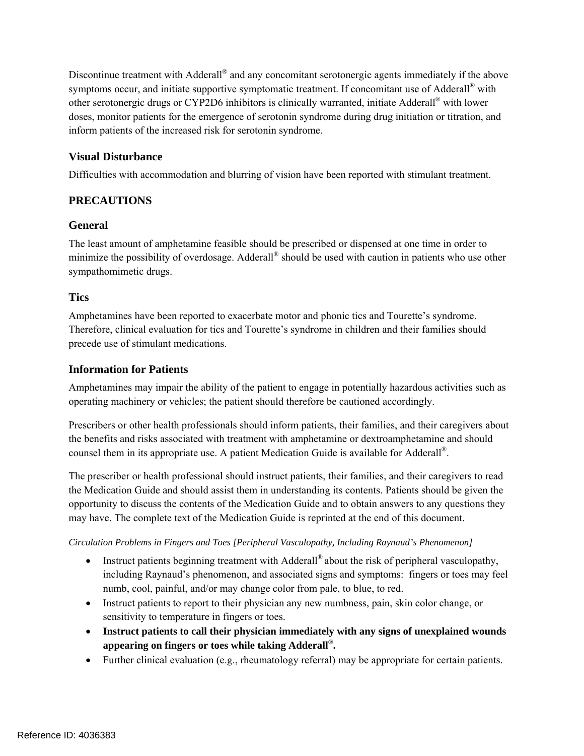Discontinue treatment with Adderall® and any concomitant serotonergic agents immediately if the above symptoms occur, and initiate supportive symptomatic treatment. If concomitant use of Adderall® with other serotonergic drugs or CYP2D6 inhibitors is clinically warranted, initiate Adderall® with lower doses, monitor patients for the emergence of serotonin syndrome during drug initiation or titration, and inform patients of the increased risk for serotonin syndrome.

### Visual Disturbance

Difficulties with accommodation and blurring of vision have been reported with stimulant treatment.

## PRECAUTIONS

### General

The least amount of amphetamine feasible should be prescribed or dispensed at one time in order to minimize the possibility of overdosage. Adderall® should be used with caution in patients who use other sympathomimetic drugs.

### Tics

Amphetamines have been reported to exacerbate motor and phonic tics and Tourette's syndrome. Therefore, clinical evaluation for tics and Tourette's syndrome in children and their families should precede use of stimulant medications.

### Information for Patients

Amphetamines may impair the ability of the patient to engage in potentially hazardous activities such as operating machinery or vehicles; the patient should therefore be cautioned accordingly.

Prescribers or other health professionals should inform patients, their families, and their caregivers about the benefits and risks associated with treatment with amphetamine or dextroamphetamine and should counsel them in its appropriate use. A patient Medication Guide is available for Adderall®.

The prescriber or health professional should instruct patients, their families, and their caregivers to read the Medication Guide and should assist them in understanding its contents. Patients should be given the opportunity to discuss the contents of the Medication Guide and to obtain answers to any questions they may have. The complete text of the Medication Guide is reprinted at the end of this document.

*Circulation Problems in Fingers and Toes [Peripheral Vasculopathy, Including Raynaud's Phenomenon]*

- Instruct patients beginning treatment with Adderall® about the risk of peripheral vasculopathy, including Raynaud's phenomenon, and associated signs and symptoms: fingers or toes may feel numb, cool, painful, and/or may change color from pale, to blue, to red.
- Instruct patients to report to their physician any new numbness, pain, skin color change, or sensitivity to temperature in fingers or toes.
- **Instruct patients to call their physician immediately with any signs of unexplained wounds appearing on fingers or toes while taking Adderall®.**
- Further clinical evaluation (e.g., rheumatology referral) may be appropriate for certain patients.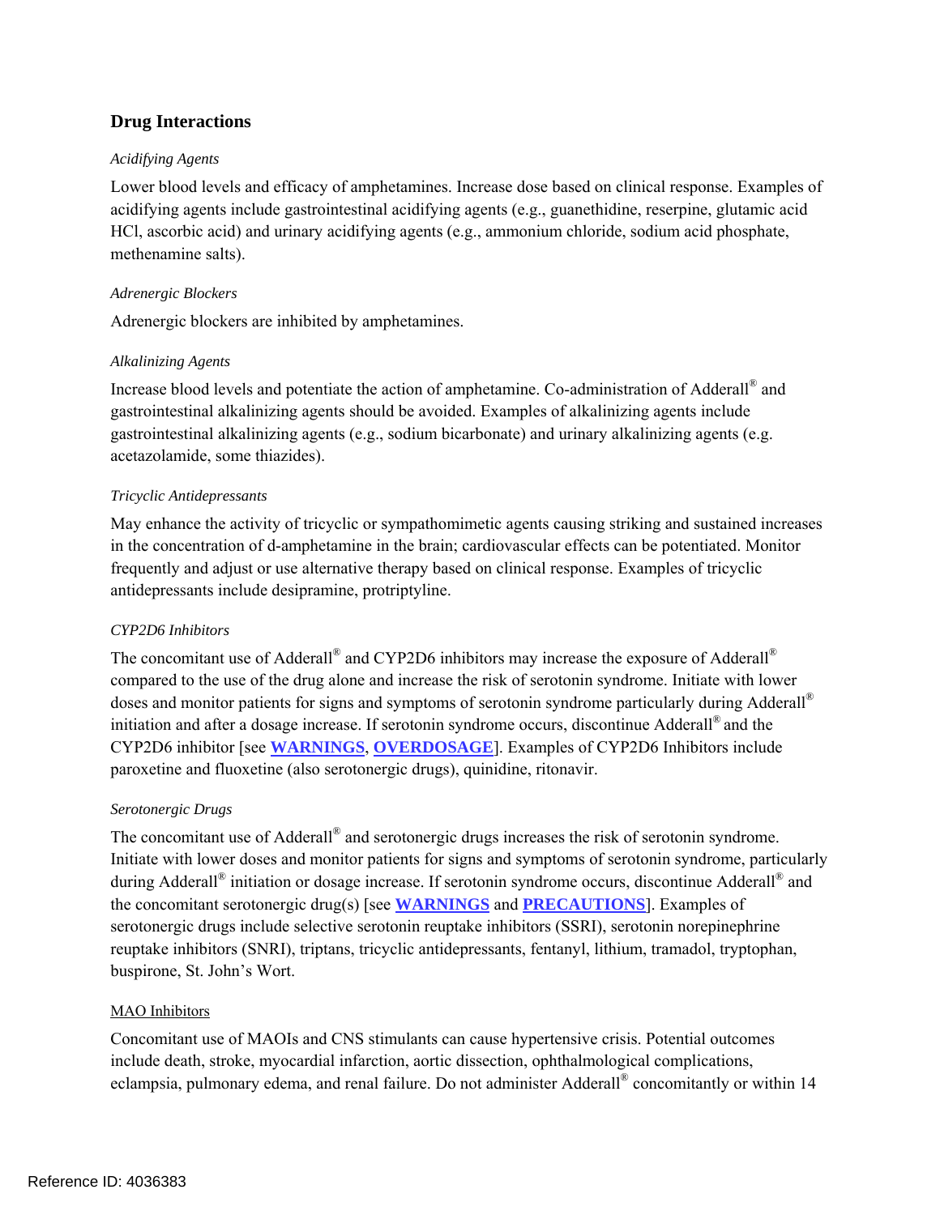## Drug Interactions

*Acidifying Agents*

Lower blood levels and efficacy of amphetamines. Increase dose based on clinical response. Examples of acidifying agents include gastrointestinal acidifying agents (e.g., guanethidine, reserpine, glutamic acid HCl, ascorbic acid) and urinary acidifying agents (e.g., ammonium chloride, sodium acid phosphate, methenamine salts).

*Adrenergic Blockers*

Adrenergic blockers are inhibited by amphetamines.

*Alkalinizing Agents*

Increase blood levels and potentiate the action of amphetamine. Co-administration of Adderall® and gastrointestinal alkalinizing agents should be avoided. Examples of alkalinizing agents include gastrointestinal alkalinizing agents (e.g., sodium bicarbonate) and urinary alkalinizing agents (e.g. acetazolamide, some thiazides).

*Tricyclic Antidepressants*

May enhance the activity of tricyclic or sympathomimetic agents causing striking and sustained increases in the concentration of d-amphetamine in the brain; cardiovascular effects can be potentiated. Monitor frequently and adjust or use alternative therapy based on clinical response. Examples of tricyclic antidepressants include desipramine, protriptyline.

*CYP2D6 Inhibitors*

The concomitant use of Adderall® and CYP2D6 inhibitors may increase the exposure of Adderall® compared to the use of the drug alone and increase the risk of serotonin syndrome. Initiate with lower doses and monitor patients for signs and symptoms of serotonin syndrome particularly during Adderall® initiation and after a dosage increase. If serotonin syndrome occurs, discontinue Adderall® and the CYP2D6 inhibitor [see **WARNINGS**, **OVERDOSAGE**]. Examples of CYP2D6 Inhibitors include paroxetine and fluoxetine (also serotonergic drugs), quinidine, ritonavir.

*Serotonergic Drugs*

The concomitant use of Adderall® and serotonergic drugs increases the risk of serotonin syndrome. Initiate with lower doses and monitor patients for signs and symptoms of serotonin syndrome, particularly during Adderall® initiation or dosage increase. If serotonin syndrome occurs, discontinue Adderall® and the concomitant serotonergic drug(s) [see **WARNINGS** and **PRECAUTIONS**]. Examples of serotonergic drugs include selective serotonin reuptake inhibitors (SSRI), serotonin norepinephrine reuptake inhibitors (SNRI), triptans, tricyclic antidepressants, fentanyl, lithium, tramadol, tryptophan, buspirone, St. John's Wort.

MAO Inhibitors

Concomitant use of MAOIs and CNS stimulants can cause hypertensive crisis. Potential outcomes include death, stroke, myocardial infarction, aortic dissection, ophthalmological complications, eclampsia, pulmonary edema, and renal failure. Do not administer Adderall® concomitantly or within 14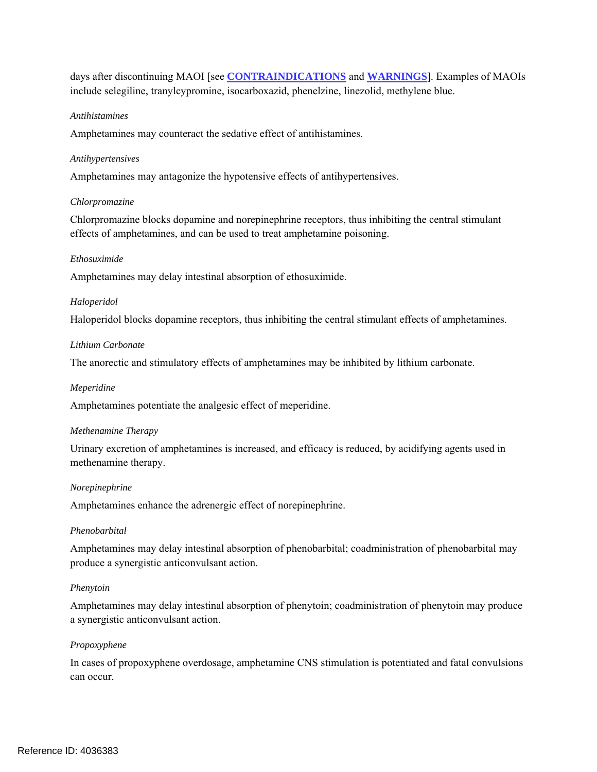days after discontinuing MAOI [see **CONTRAINDICATIONS** and **WARNINGS**]. Examples of MAOIs include selegiline, tranylcypromine, isocarboxazid, phenelzine, linezolid, methylene blue.

*Antihistamines*

Amphetamines may counteract the sedative effect of antihistamines.

*Antihypertensives*

Amphetamines may antagonize the hypotensive effects of antihypertensives.

*Chlorpromazine*

Chlorpromazine blocks dopamine and norepinephrine receptors, thus inhibiting the central stimulant effects of amphetamines, and can be used to treat amphetamine poisoning.

*Ethosuximide*

Amphetamines may delay intestinal absorption of ethosuximide.

*Haloperidol*

Haloperidol blocks dopamine receptors, thus inhibiting the central stimulant effects of amphetamines.

*Lithium Carbonate*

The anorectic and stimulatory effects of amphetamines may be inhibited by lithium carbonate.

*Meperidine*

Amphetamines potentiate the analgesic effect of meperidine.

*Methenamine Therapy*

Urinary excretion of amphetamines is increased, and efficacy is reduced, by acidifying agents used in methenamine therapy.

*Norepinephrine*

Amphetamines enhance the adrenergic effect of norepinephrine.

*Phenobarbital*

Amphetamines may delay intestinal absorption of phenobarbital; coadministration of phenobarbital may produce a synergistic anticonvulsant action.

*Phenytoin*

Amphetamines may delay intestinal absorption of phenytoin; coadministration of phenytoin may produce a synergistic anticonvulsant action.

*Propoxyphene*

In cases of propoxyphene overdosage, amphetamine CNS stimulation is potentiated and fatal convulsions can occur.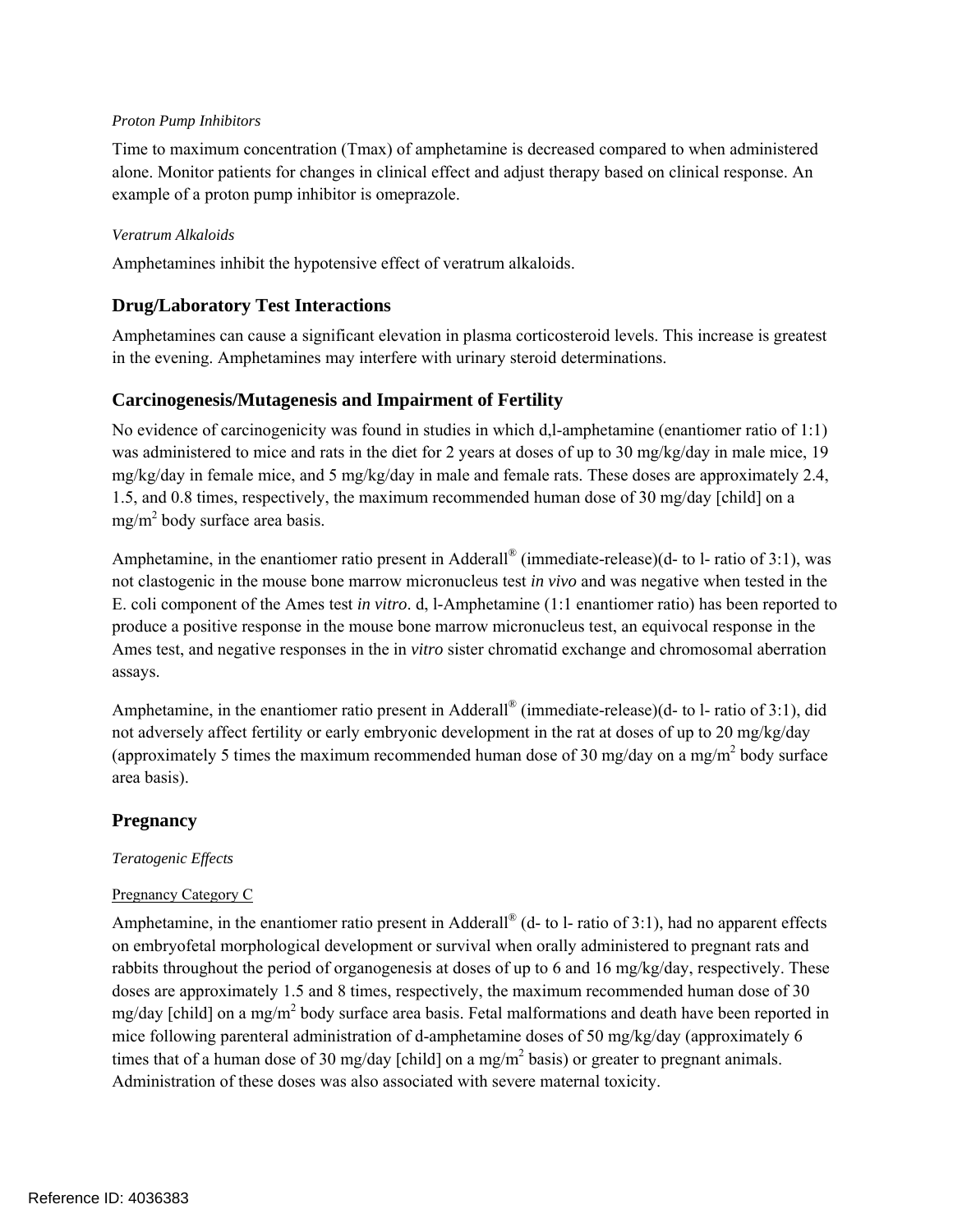*Proton Pump Inhibitors*

Time to maximum concentration (Tmax) of amphetamine is decreased compared to when administered alone. Monitor patients for changes in clinical effect and adjust therapy based on clinical response. An example of a proton pump inhibitor is omeprazole.

*Veratrum Alkaloids*

Amphetamines inhibit the hypotensive effect of veratrum alkaloids.

## Drug/Laboratory Test Interactions

Amphetamines can cause a significant elevation in plasma corticosteroid levels. This increase is greatest in the evening. Amphetamines may interfere with urinary steroid determinations.

## Carcinogenesis/Mutagenesis and Impairment of Fertility

No evidence of carcinogenicity was found in studies in which d,l-amphetamine (enantiomer ratio of 1:1) was administered to mice and rats in the diet for 2 years at doses of up to 30 mg/kg/day in male mice, 19 mg/kg/day in female mice, and 5 mg/kg/day in male and female rats. These doses are approximately 2.4, 1.5, and 0.8 times, respectively, the maximum recommended human dose of 30 mg/day [child] on a mg/m$^2$ body surface area basis.

Amphetamine, in the enantiomer ratio present in Adderall® (immediate-release)(d- to l- ratio of 3:1), was not clastogenic in the mouse bone marrow micronucleus test *in vivo* and was negative when tested in the E. coli component of the Ames test *in vitro*. d, l-Amphetamine (1:1 enantiomer ratio) has been reported to produce a positive response in the mouse bone marrow micronucleus test, an equivocal response in the Ames test, and negative responses in the in *vitro* sister chromatid exchange and chromosomal aberration assays.

Amphetamine, in the enantiomer ratio present in Adderall® (immediate-release)(d- to l- ratio of 3:1), did not adversely affect fertility or early embryonic development in the rat at doses of up to 20 mg/kg/day (approximately 5 times the maximum recommended human dose of 30 mg/day on a mg/m$^2$ body surface area basis).

## Pregnancy

*Teratogenic Effects*

Pregnancy Category C

Amphetamine, in the enantiomer ratio present in Adderall® (d- to l- ratio of 3:1), had no apparent effects on embryofetal morphological development or survival when orally administered to pregnant rats and rabbits throughout the period of organogenesis at doses of up to 6 and 16 mg/kg/day, respectively. These doses are approximately 1.5 and 8 times, respectively, the maximum recommended human dose of 30 mg/day [child] on a mg/m$^2$ body surface area basis. Fetal malformations and death have been reported in mice following parenteral administration of d-amphetamine doses of 50 mg/kg/day (approximately 6 times that of a human dose of 30 mg/day [child] on a mg/m$^2$ basis) or greater to pregnant animals. Administration of these doses was also associated with severe maternal toxicity.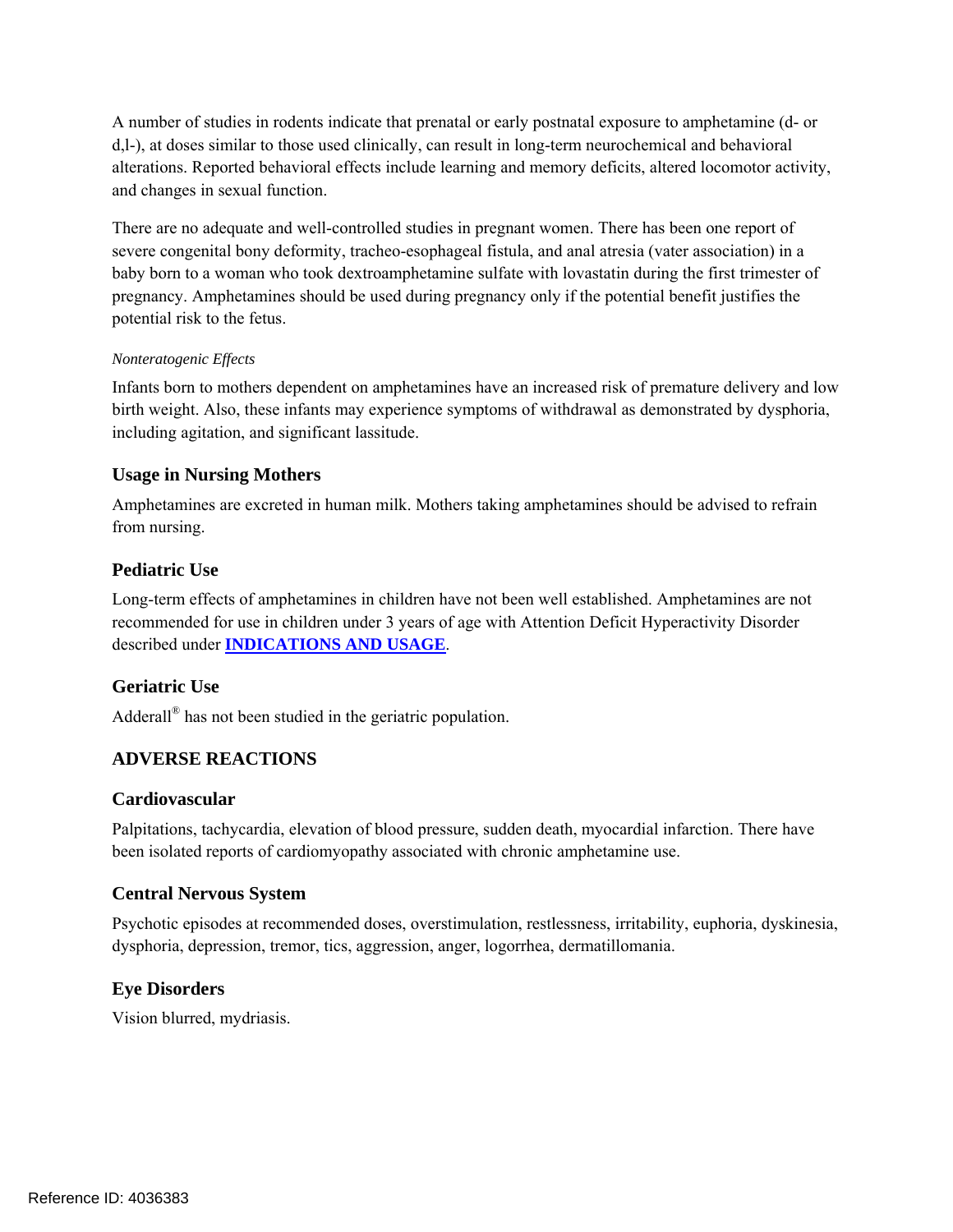A number of studies in rodents indicate that prenatal or early postnatal exposure to amphetamine (d- or d,l-), at doses similar to those used clinically, can result in long-term neurochemical and behavioral alterations. Reported behavioral effects include learning and memory deficits, altered locomotor activity, and changes in sexual function.

There are no adequate and well-controlled studies in pregnant women. There has been one report of severe congenital bony deformity, tracheo-esophageal fistula, and anal atresia (vater association) in a baby born to a woman who took dextroamphetamine sulfate with lovastatin during the first trimester of pregnancy. Amphetamines should be used during pregnancy only if the potential benefit justifies the potential risk to the fetus.

*Nonteratogenic Effects*

Infants born to mothers dependent on amphetamines have an increased risk of premature delivery and low birth weight. Also, these infants may experience symptoms of withdrawal as demonstrated by dysphoria, including agitation, and significant lassitude.

### Usage in Nursing Mothers

Amphetamines are excreted in human milk. Mothers taking amphetamines should be advised to refrain from nursing.

### Pediatric Use

Long-term effects of amphetamines in children have not been well established. Amphetamines are not recommended for use in children under 3 years of age with Attention Deficit Hyperactivity Disorder described under **INDICATIONS AND USAGE**.

### Geriatric Use

Adderall® has not been studied in the geriatric population.

## ADVERSE REACTIONS

### Cardiovascular

Palpitations, tachycardia, elevation of blood pressure, sudden death, myocardial infarction. There have been isolated reports of cardiomyopathy associated with chronic amphetamine use.

### Central Nervous System

Psychotic episodes at recommended doses, overstimulation, restlessness, irritability, euphoria, dyskinesia, dysphoria, depression, tremor, tics, aggression, anger, logorrhea, dermatillomania.

### Eye Disorders

Vision blurred, mydriasis.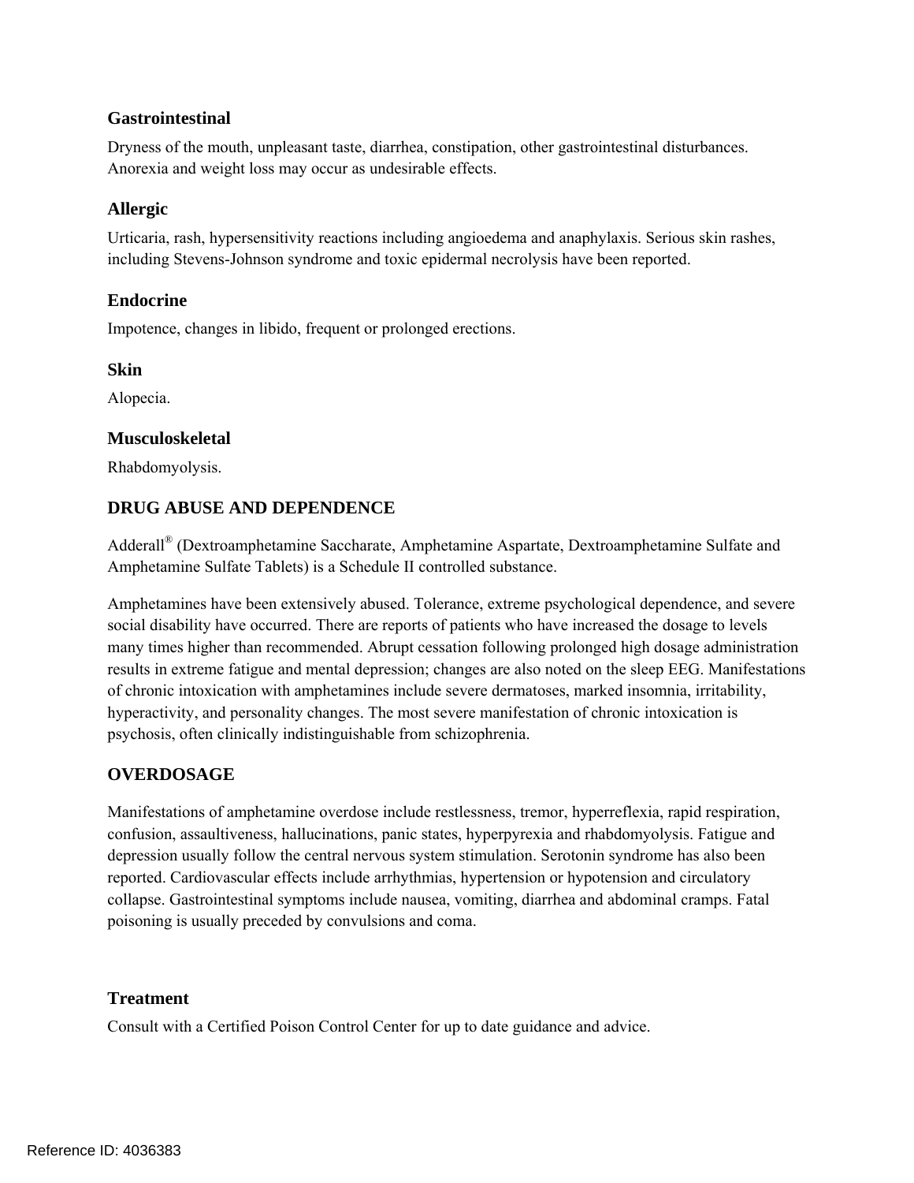### Gastrointestinal

Dryness of the mouth, unpleasant taste, diarrhea, constipation, other gastrointestinal disturbances. Anorexia and weight loss may occur as undesirable effects.

### Allergic

Urticaria, rash, hypersensitivity reactions including angioedema and anaphylaxis. Serious skin rashes, including Stevens-Johnson syndrome and toxic epidermal necrolysis have been reported.

### Endocrine

Impotence, changes in libido, frequent or prolonged erections.

### Skin

Alopecia.

### Musculoskeletal

Rhabdomyolysis.

## DRUG ABUSE AND DEPENDENCE

Adderall® (Dextroamphetamine Saccharate, Amphetamine Aspartate, Dextroamphetamine Sulfate and Amphetamine Sulfate Tablets) is a Schedule II controlled substance.

Amphetamines have been extensively abused. Tolerance, extreme psychological dependence, and severe social disability have occurred. There are reports of patients who have increased the dosage to levels many times higher than recommended. Abrupt cessation following prolonged high dosage administration results in extreme fatigue and mental depression; changes are also noted on the sleep EEG. Manifestations of chronic intoxication with amphetamines include severe dermatoses, marked insomnia, irritability, hyperactivity, and personality changes. The most severe manifestation of chronic intoxication is psychosis, often clinically indistinguishable from schizophrenia.

## OVERDOSAGE

Manifestations of amphetamine overdose include restlessness, tremor, hyperreflexia, rapid respiration, confusion, assaultiveness, hallucinations, panic states, hyperpyrexia and rhabdomyolysis. Fatigue and depression usually follow the central nervous system stimulation. Serotonin syndrome has also been reported. Cardiovascular effects include arrhythmias, hypertension or hypotension and circulatory collapse. Gastrointestinal symptoms include nausea, vomiting, diarrhea and abdominal cramps. Fatal poisoning is usually preceded by convulsions and coma.

### Treatment

Consult with a Certified Poison Control Center for up to date guidance and advice.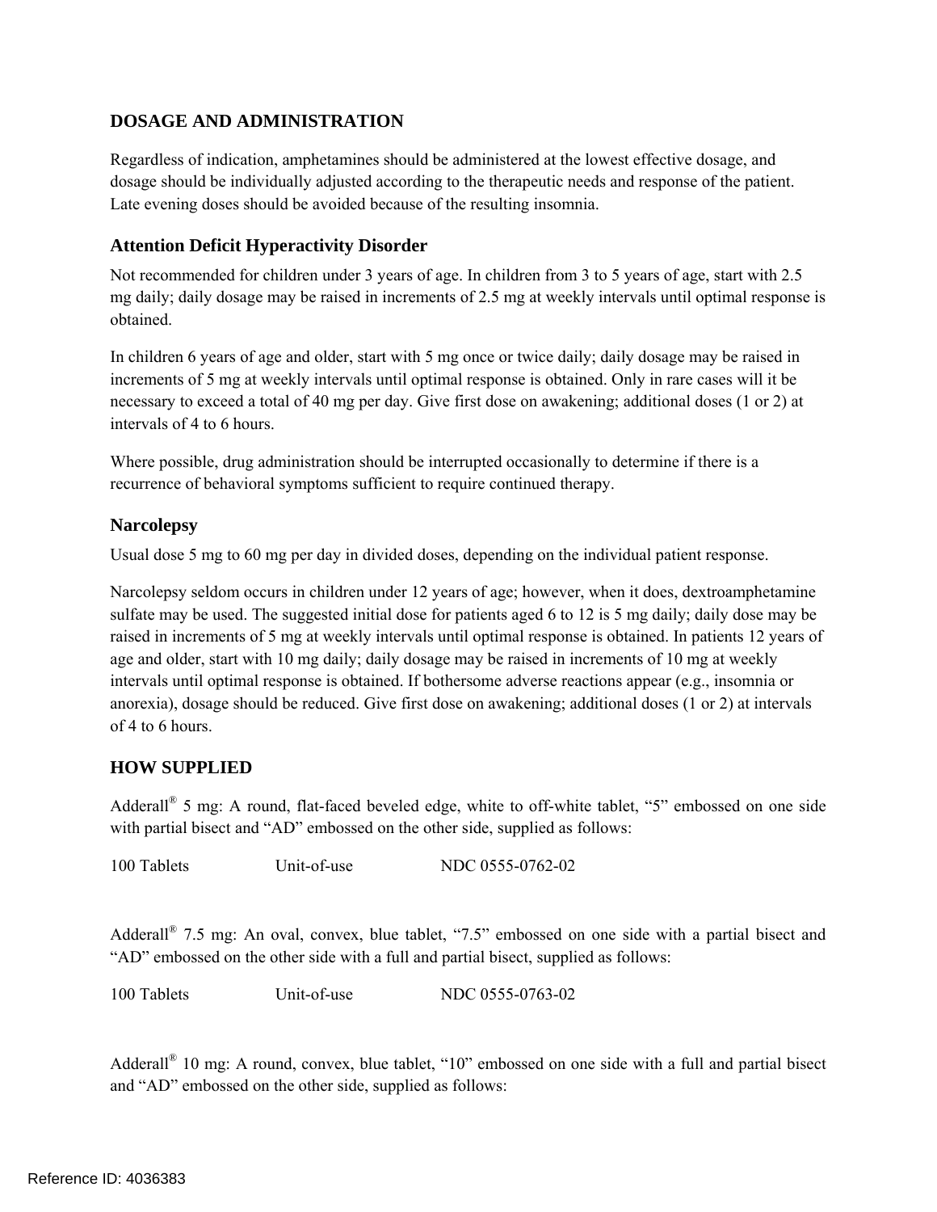## DOSAGE AND ADMINISTRATION

Regardless of indication, amphetamines should be administered at the lowest effective dosage, and dosage should be individually adjusted according to the therapeutic needs and response of the patient. Late evening doses should be avoided because of the resulting insomnia.

### Attention Deficit Hyperactivity Disorder

Not recommended for children under 3 years of age. In children from 3 to 5 years of age, start with 2.5 mg daily; daily dosage may be raised in increments of 2.5 mg at weekly intervals until optimal response is obtained.

In children 6 years of age and older, start with 5 mg once or twice daily; daily dosage may be raised in increments of 5 mg at weekly intervals until optimal response is obtained. Only in rare cases will it be necessary to exceed a total of 40 mg per day. Give first dose on awakening; additional doses (1 or 2) at intervals of 4 to 6 hours.

Where possible, drug administration should be interrupted occasionally to determine if there is a recurrence of behavioral symptoms sufficient to require continued therapy.

### Narcolepsy

Usual dose 5 mg to 60 mg per day in divided doses, depending on the individual patient response.

Narcolepsy seldom occurs in children under 12 years of age; however, when it does, dextroamphetamine sulfate may be used. The suggested initial dose for patients aged 6 to 12 is 5 mg daily; daily dose may be raised in increments of 5 mg at weekly intervals until optimal response is obtained. In patients 12 years of age and older, start with 10 mg daily; daily dosage may be raised in increments of 10 mg at weekly intervals until optimal response is obtained. If bothersome adverse reactions appear (e.g., insomnia or anorexia), dosage should be reduced. Give first dose on awakening; additional doses (1 or 2) at intervals of 4 to 6 hours.

## HOW SUPPLIED

Adderall® 5 mg: A round, flat-faced beveled edge, white to off-white tablet, "5" embossed on one side with partial bisect and "AD" embossed on the other side, supplied as follows:

| 100 Tablets | Unit-of-use | NDC 0555-0762-02 |
|---|---|---|

Adderall® 7.5 mg: An oval, convex, blue tablet, "7.5" embossed on one side with a partial bisect and "AD" embossed on the other side with a full and partial bisect, supplied as follows:

| 100 Tablets | Unit-of-use | NDC 0555-0763-02 |
|---|---|---|

Adderall® 10 mg: A round, convex, blue tablet, "10" embossed on one side with a full and partial bisect and "AD" embossed on the other side, supplied as follows: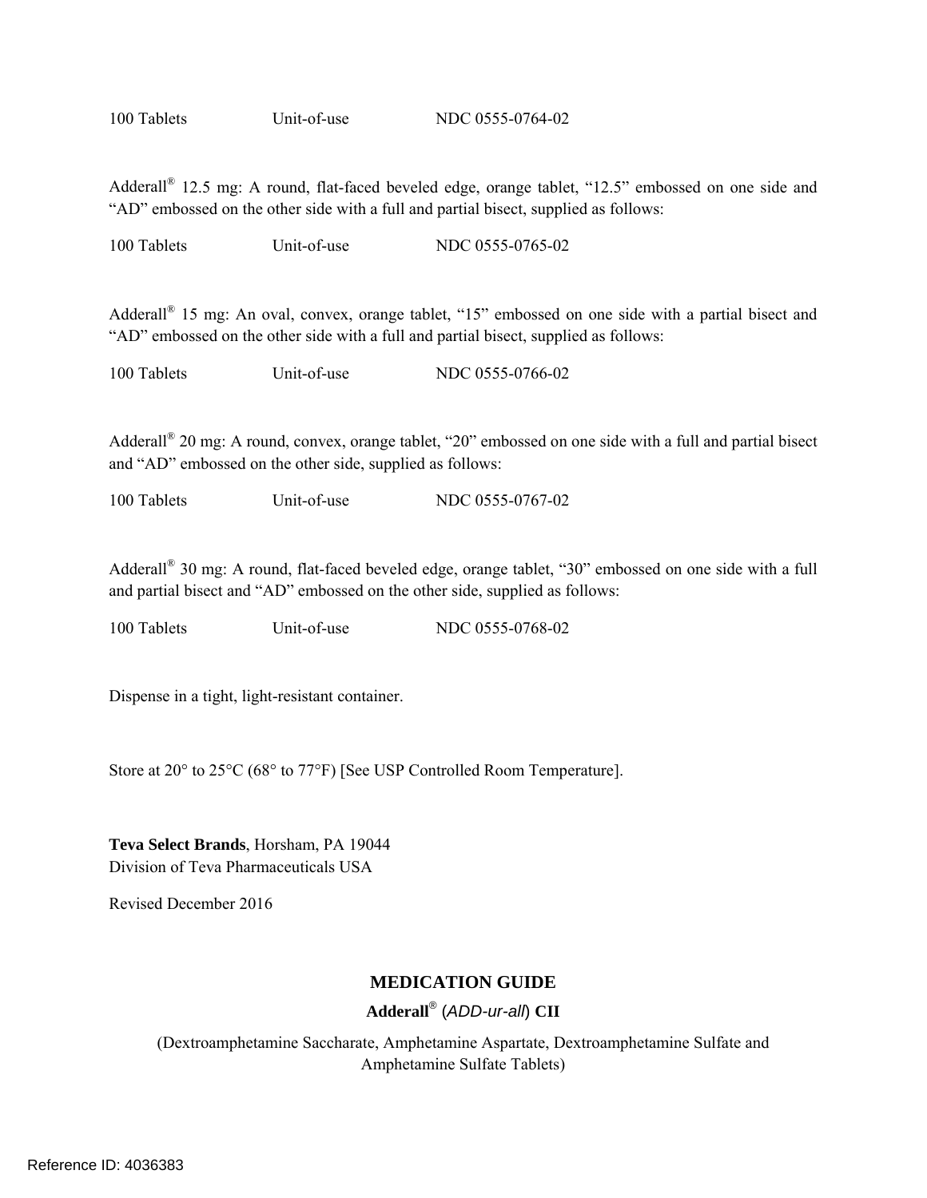| 100 Tablets | Unit-of-use | NDC 0555-0764-02 |
|---|---|---|

Adderall® 12.5 mg: A round, flat-faced beveled edge, orange tablet, “12.5” embossed on one side and “AD” embossed on the other side with a full and partial bisect, supplied as follows:

| 100 Tablets | Unit-of-use | NDC 0555-0765-02 |
|---|---|---|

Adderall® 15 mg: An oval, convex, orange tablet, “15” embossed on one side with a partial bisect and “AD” embossed on the other side with a full and partial bisect, supplied as follows:

| 100 Tablets | Unit-of-use | NDC 0555-0766-02 |
|---|---|---|

Adderall® 20 mg: A round, convex, orange tablet, “20” embossed on one side with a full and partial bisect and “AD” embossed on the other side, supplied as follows:

| 100 Tablets | Unit-of-use | NDC 0555-0767-02 |
|---|---|---|

Adderall® 30 mg: A round, flat-faced beveled edge, orange tablet, “30” embossed on one side with a full and partial bisect and “AD” embossed on the other side, supplied as follows:

| 100 Tablets | Unit-of-use | NDC 0555-0768-02 |
|---|---|---|

Dispense in a tight, light-resistant container.

Store at 20° to 25°C (68° to 77°F) [See USP Controlled Room Temperature].

**Teva Select Brands**, Horsham, PA 19044
Division of Teva Pharmaceuticals USA

Revised December 2016

## MEDICATION GUIDE

**Adderall®** (*ADD-ur-all*) **CII**

(Dextroamphetamine Saccharate, Amphetamine Aspartate, Dextroamphetamine Sulfate and Amphetamine Sulfate Tablets)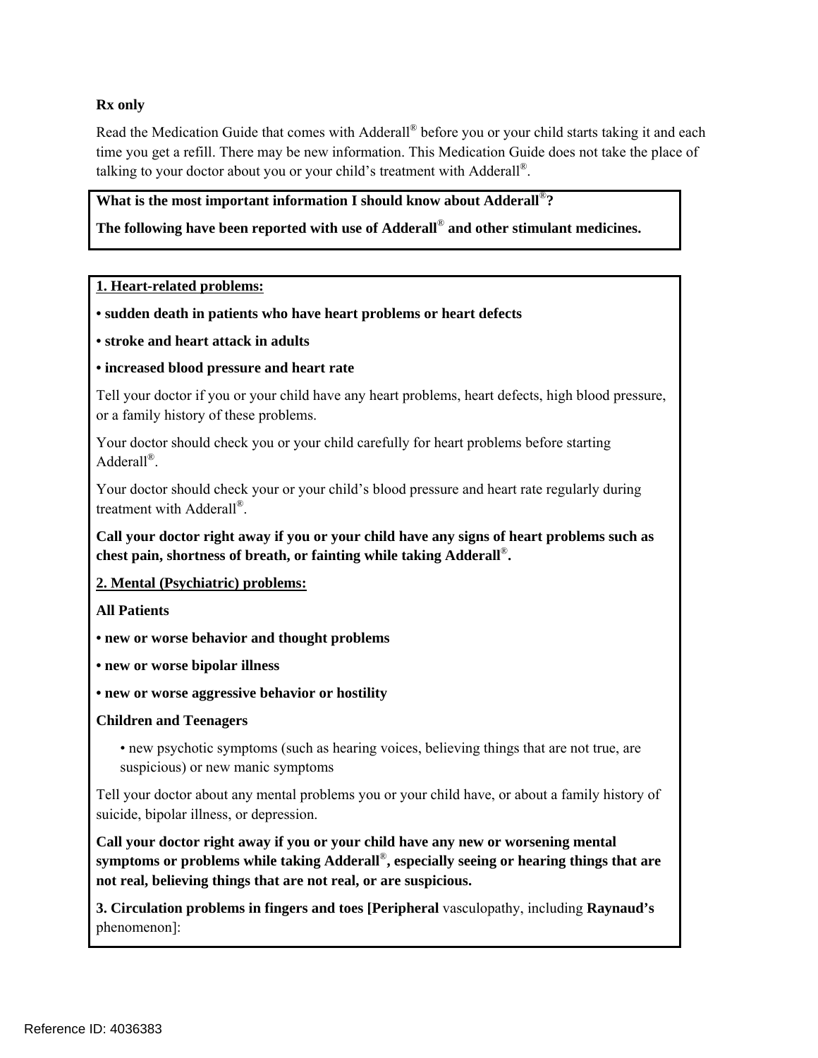**Rx only**

Read the Medication Guide that comes with Adderall® before you or your child starts taking it and each time you get a refill. There may be new information. This Medication Guide does not take the place of talking to your doctor about you or your child's treatment with Adderall®.

**What is the most important information I should know about Adderall®?**

**The following have been reported with use of Adderall® and other stimulant medicines.**

**1. Heart-related problems:**

- **sudden death in patients who have heart problems or heart defects**
- **stroke and heart attack in adults**
- **increased blood pressure and heart rate**

Tell your doctor if you or your child have any heart problems, heart defects, high blood pressure, or a family history of these problems.

Your doctor should check you or your child carefully for heart problems before starting Adderall®.

Your doctor should check your or your child's blood pressure and heart rate regularly during treatment with Adderall®.

**Call your doctor right away if you or your child have any signs of heart problems such as chest pain, shortness of breath, or fainting while taking Adderall®.**

**2. Mental (Psychiatric) problems:**

**All Patients**

- **new or worse behavior and thought problems**
- **new or worse bipolar illness**
- **new or worse aggressive behavior or hostility**

**Children and Teenagers**

- new psychotic symptoms (such as hearing voices, believing things that are not true, are suspicious) or new manic symptoms

Tell your doctor about any mental problems you or your child have, or about a family history of suicide, bipolar illness, or depression.

**Call your doctor right away if you or your child have any new or worsening mental symptoms or problems while taking Adderall®, especially seeing or hearing things that are not real, believing things that are not real, or are suspicious.**

**3. Circulation problems in fingers and toes [Peripheral** vasculopathy, including **Raynaud's** phenomenon]: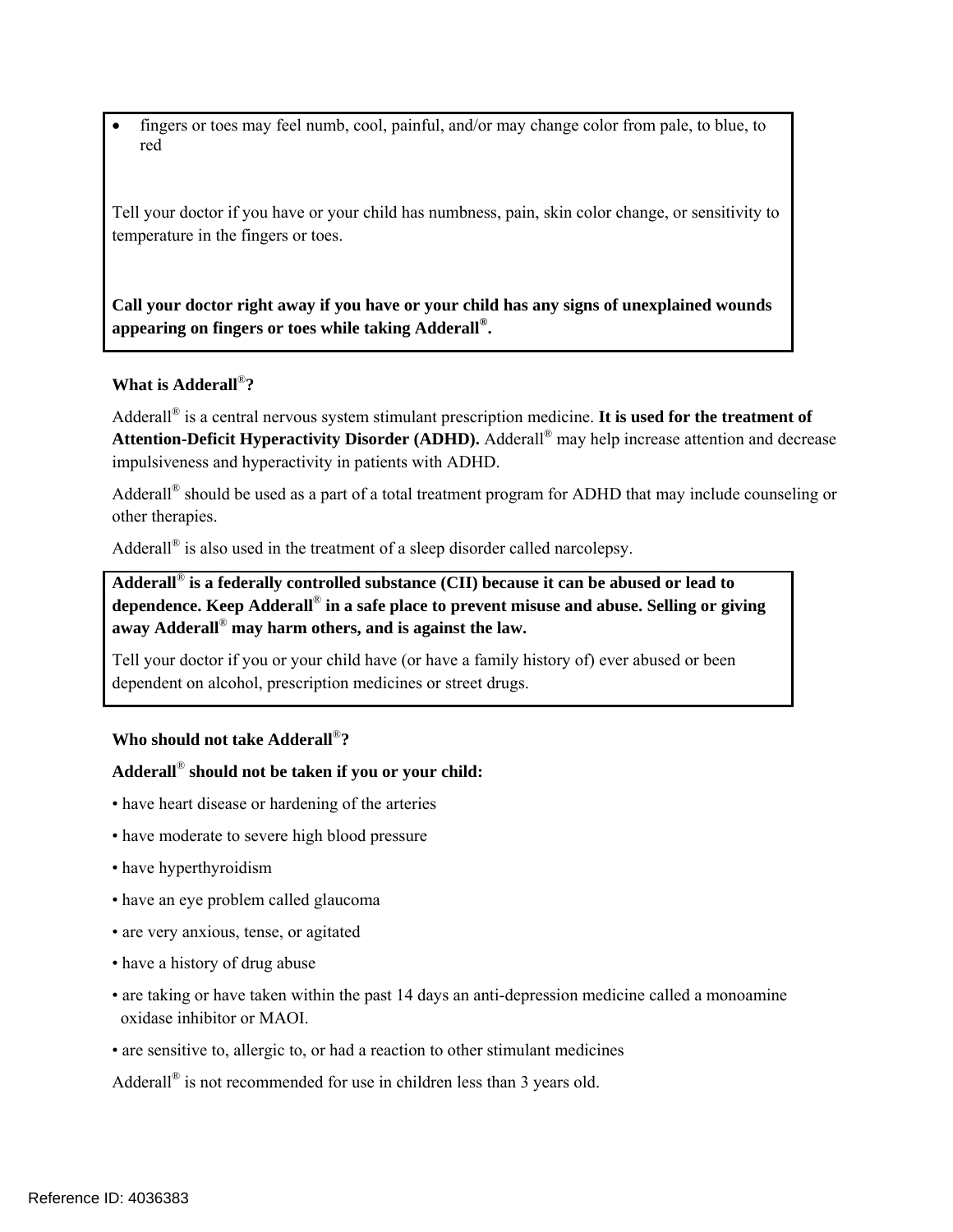- fingers or toes may feel numb, cool, painful, and/or may change color from pale, to blue, to red

Tell your doctor if you have or your child has numbness, pain, skin color change, or sensitivity to temperature in the fingers or toes.

**Call your doctor right away if you have or your child has any signs of unexplained wounds appearing on fingers or toes while taking Adderall®.**

**What is Adderall®?**

Adderall® is a central nervous system stimulant prescription medicine. **It is used for the treatment of Attention-Deficit Hyperactivity Disorder (ADHD).** Adderall® may help increase attention and decrease impulsiveness and hyperactivity in patients with ADHD.

Adderall® should be used as a part of a total treatment program for ADHD that may include counseling or other therapies.

Adderall® is also used in the treatment of a sleep disorder called narcolepsy.

**Adderall® is a federally controlled substance (CII) because it can be abused or lead to dependence. Keep Adderall® in a safe place to prevent misuse and abuse. Selling or giving away Adderall® may harm others, and is against the law.**

Tell your doctor if you or your child have (or have a family history of) ever abused or been dependent on alcohol, prescription medicines or street drugs.

**Who should not take Adderall®?**

**Adderall® should not be taken if you or your child:**

- have heart disease or hardening of the arteries
- have moderate to severe high blood pressure
- have hyperthyroidism
- have an eye problem called glaucoma
- are very anxious, tense, or agitated
- have a history of drug abuse
- are taking or have taken within the past 14 days an anti-depression medicine called a monoamine oxidase inhibitor or MAOI.
- are sensitive to, allergic to, or had a reaction to other stimulant medicines

Adderall® is not recommended for use in children less than 3 years old.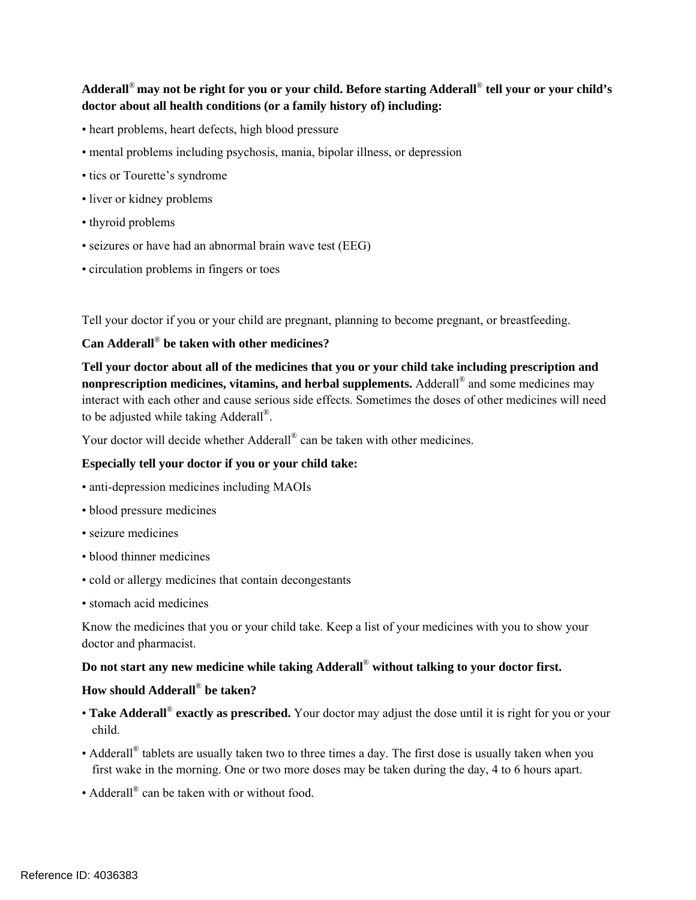**Adderall® may not be right for you or your child. Before starting Adderall® tell your or your child's doctor about all health conditions (or a family history of) including:**

- heart problems, heart defects, high blood pressure
- mental problems including psychosis, mania, bipolar illness, or depression
- tics or Tourette's syndrome
- liver or kidney problems
- thyroid problems
- seizures or have had an abnormal brain wave test (EEG)
- circulation problems in fingers or toes

Tell your doctor if you or your child are pregnant, planning to become pregnant, or breastfeeding.

**Can Adderall® be taken with other medicines?**

**Tell your doctor about all of the medicines that you or your child take including prescription and nonprescription medicines, vitamins, and herbal supplements.** Adderall® and some medicines may interact with each other and cause serious side effects. Sometimes the doses of other medicines will need to be adjusted while taking Adderall®.

Your doctor will decide whether Adderall® can be taken with other medicines.

**Especially tell your doctor if you or your child take:**

- anti-depression medicines including MAOIs
- blood pressure medicines
- seizure medicines
- blood thinner medicines
- cold or allergy medicines that contain decongestants
- stomach acid medicines

Know the medicines that you or your child take. Keep a list of your medicines with you to show your doctor and pharmacist.

**Do not start any new medicine while taking Adderall® without talking to your doctor first.**

**How should Adderall® be taken?**

- **Take Adderall® exactly as prescribed.** Your doctor may adjust the dose until it is right for you or your child.
- Adderall® tablets are usually taken two to three times a day. The first dose is usually taken when you first wake in the morning. One or two more doses may be taken during the day, 4 to 6 hours apart.
- Adderall® can be taken with or without food.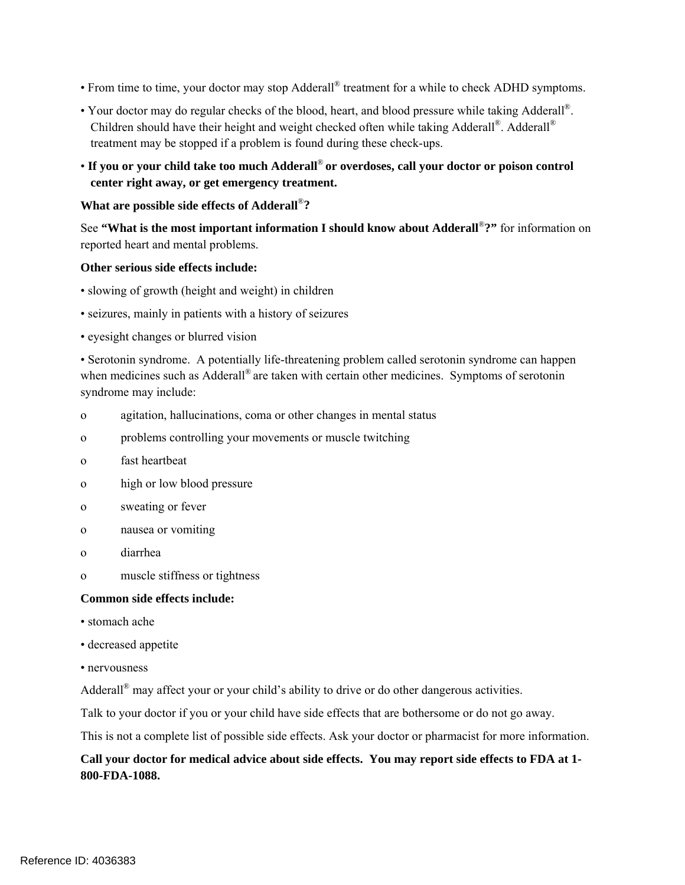- From time to time, your doctor may stop Adderall® treatment for a while to check ADHD symptoms.
- Your doctor may do regular checks of the blood, heart, and blood pressure while taking Adderall®. Children should have their height and weight checked often while taking Adderall®. Adderall® treatment may be stopped if a problem is found during these check-ups.
- **If you or your child take too much Adderall® or overdoses, call your doctor or poison control center right away, or get emergency treatment.**

**What are possible side effects of Adderall®?**

See **"What is the most important information I should know about Adderall®?"** for information on reported heart and mental problems.

**Other serious side effects include:**

- slowing of growth (height and weight) in children
- seizures, mainly in patients with a history of seizures
- eyesight changes or blurred vision
- Serotonin syndrome. A potentially life-threatening problem called serotonin syndrome can happen when medicines such as Adderall® are taken with certain other medicines. Symptoms of serotonin syndrome may include:
  - agitation, hallucinations, coma or other changes in mental status
  - problems controlling your movements or muscle twitching
  - fast heartbeat
  - high or low blood pressure
  - sweating or fever
  - nausea or vomiting
  - diarrhea
  - muscle stiffness or tightness

**Common side effects include:**

- stomach ache
- decreased appetite
- nervousness

Adderall® may affect your or your child's ability to drive or do other dangerous activities.

Talk to your doctor if you or your child have side effects that are bothersome or do not go away.

This is not a complete list of possible side effects. Ask your doctor or pharmacist for more information.

**Call your doctor for medical advice about side effects. You may report side effects to FDA at 1-800-FDA-1088.**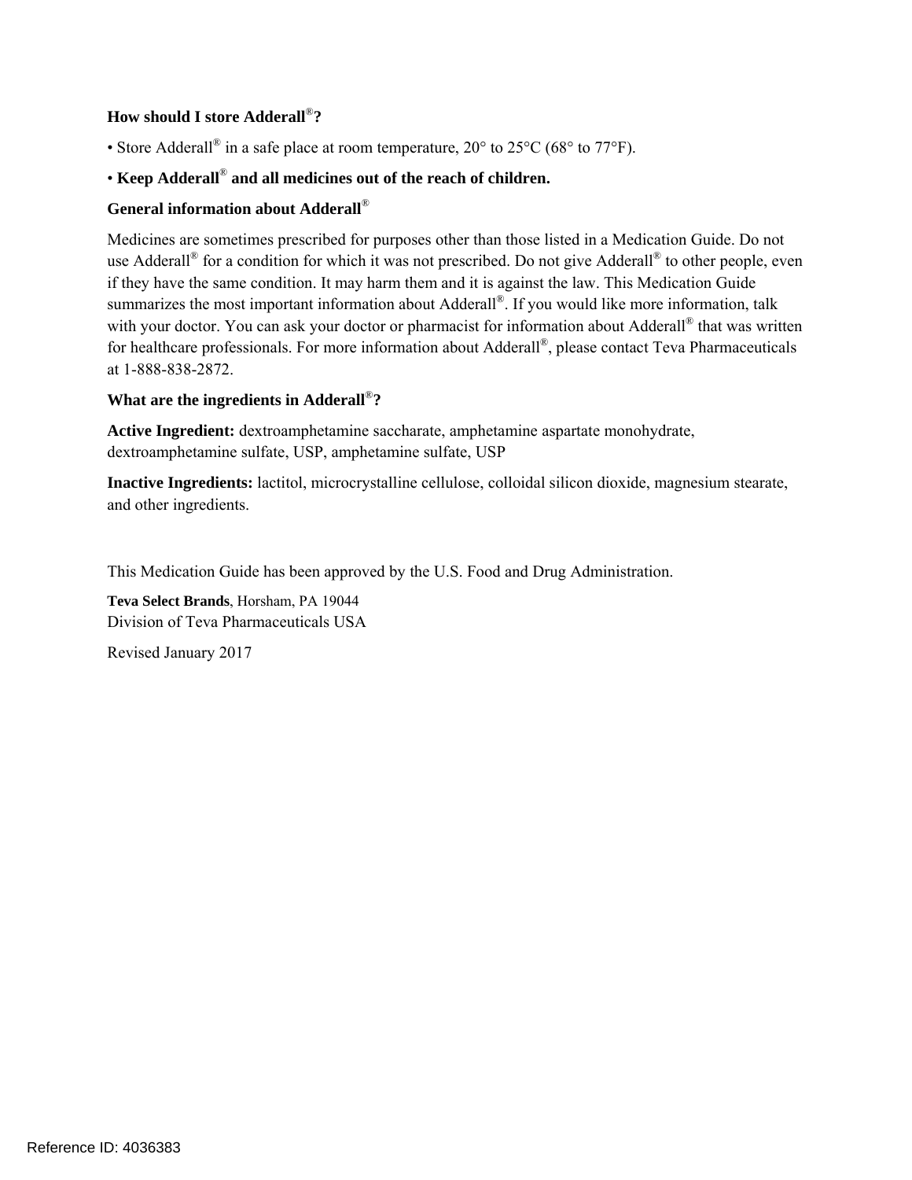**How should I store Adderall®?**

- Store Adderall® in a safe place at room temperature, 20° to 25°C (68° to 77°F).
- **Keep Adderall® and all medicines out of the reach of children.**

**General information about Adderall®**

Medicines are sometimes prescribed for purposes other than those listed in a Medication Guide. Do not use Adderall® for a condition for which it was not prescribed. Do not give Adderall® to other people, even if they have the same condition. It may harm them and it is against the law. This Medication Guide summarizes the most important information about Adderall®. If you would like more information, talk with your doctor. You can ask your doctor or pharmacist for information about Adderall® that was written for healthcare professionals. For more information about Adderall®, please contact Teva Pharmaceuticals at 1-888-838-2872.

**What are the ingredients in Adderall®?**

**Active Ingredient:** dextroamphetamine saccharate, amphetamine aspartate monohydrate, dextroamphetamine sulfate, USP, amphetamine sulfate, USP

**Inactive Ingredients:** lactitol, microcrystalline cellulose, colloidal silicon dioxide, magnesium stearate, and other ingredients.

This Medication Guide has been approved by the U.S. Food and Drug Administration.

**Teva Select Brands**, Horsham, PA 19044
Division of Teva Pharmaceuticals USA

Revised January 2017

Reference ID: 4036383